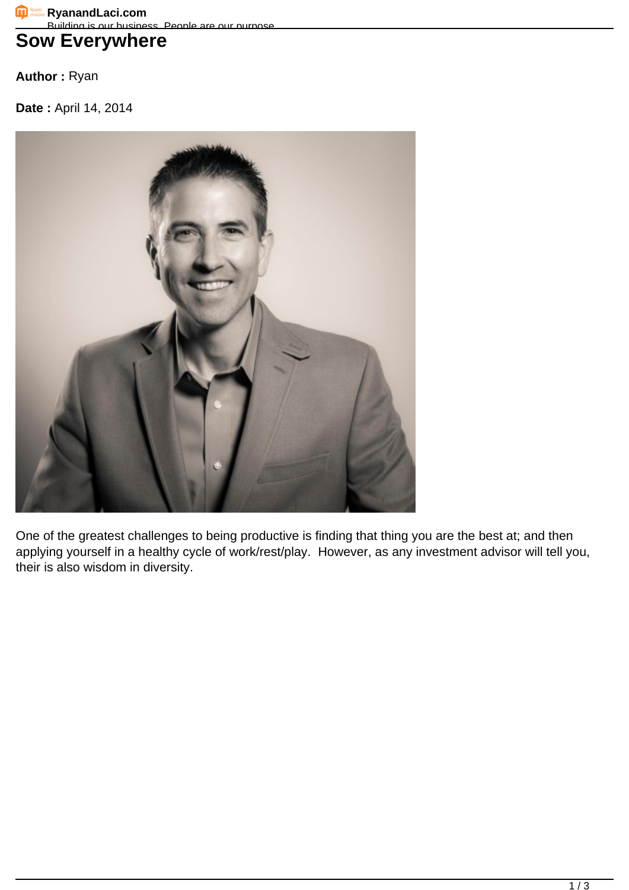# Sow Everywhere

**Author :** Ryan

**Date :** April 14, 2014

One of the greatest challenges to being productive is finding that thing you are the best at; and then applying yourself in a healthy cycle of work/rest/play.  However, as any investment advisor will tell you, their is also wisdom in diversity.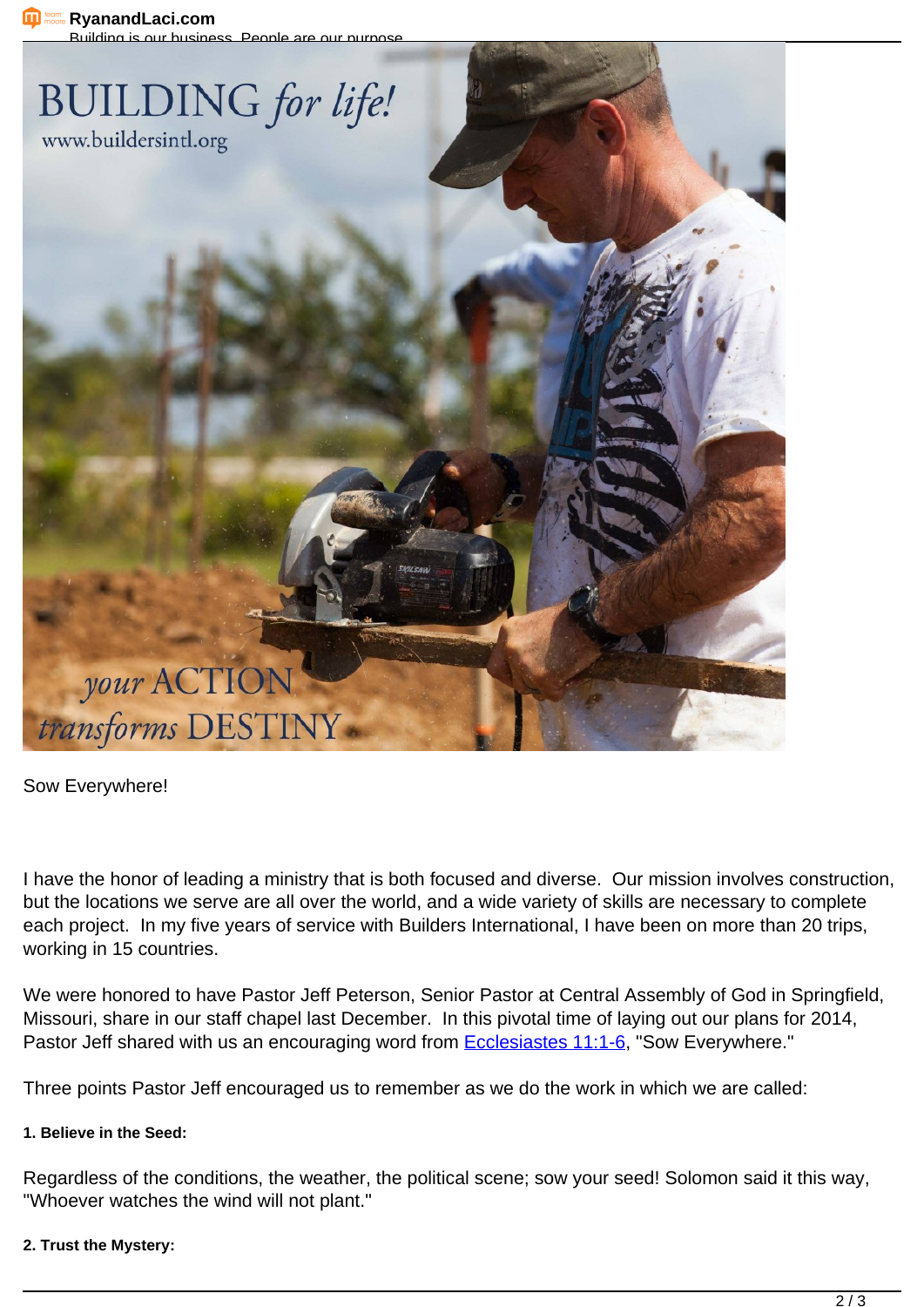Sow Everywhere!

I have the honor of leading a ministry that is both focused and diverse.  Our mission involves construction, but the locations we serve are all over the world, and a wide variety of skills are necessary to complete each project.  In my five years of service with Builders International, I have been on more than 20 trips, working in 15 countries.

We were honored to have Pastor Jeff Peterson, Senior Pastor at Central Assembly of God in Springfield, Missouri, share in our staff chapel last December.  In this pivotal time of laying out our plans for 2014, Pastor Jeff shared with us an encouraging word from Ecclesiastes 11:1-6, "Sow Everywhere."

Three points Pastor Jeff encouraged us to remember as we do the work in which we are called:

**1. Believe in the Seed:**

Regardless of the conditions, the weather, the political scene; sow your seed! Solomon said it this way, "Whoever watches the wind will not plant."

**2. Trust the Mystery:**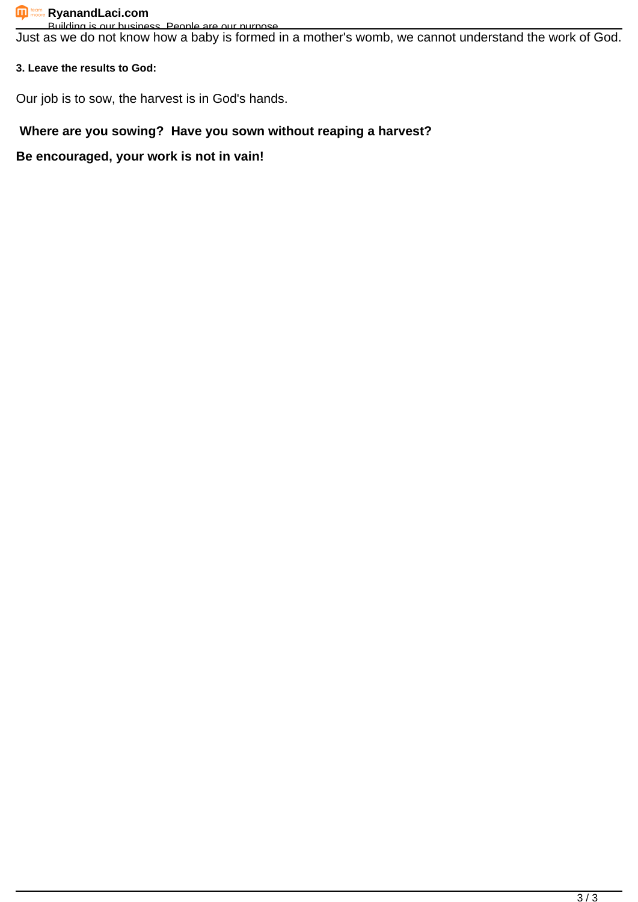Just as we do not know how a baby is formed in a mother's womb, we cannot understand the work of God.

**3. Leave the results to God:**

Our job is to sow, the harvest is in God's hands.

**Where are you sowing? Have you sown without reaping a harvest?**

**Be encouraged, your work is not in vain!**